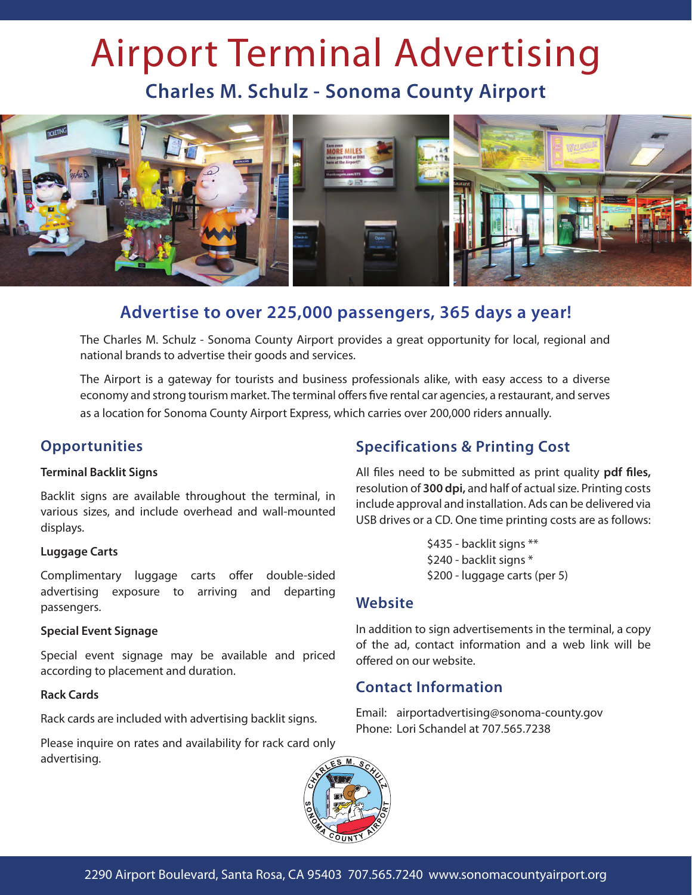# Airport Terminal Advertising

## Charles M. Schulz - Sonoma County Airport

## Advertise to over 225,000 passengers, 365 days a year!

The Charles M. Schulz - Sonoma County Airport provides a great opportunity for local, regional and national brands to advertise their goods and services.

The Airport is a gateway for tourists and business professionals alike, with easy access to a diverse economy and strong tourism market. The terminal offers five rental car agencies, a restaurant, and serves as a location for Sonoma County Airport Express, which carries over 200,000 riders annually.

## Opportunities

**Terminal Backlit Signs**

Backlit signs are available throughout the terminal, in various sizes, and include overhead and wall-mounted displays.

**Luggage Carts**

Complimentary luggage carts offer double-sided advertising exposure to arriving and departing passengers.

**Special Event Signage**

Special event signage may be available and priced according to placement and duration.

**Rack Cards**

Rack cards are included with advertising backlit signs.

Please inquire on rates and availability for rack card only advertising.

## Specifications & Printing Cost

All files need to be submitted as print quality **pdf files,** resolution of **300 dpi,** and half of actual size. Printing costs include approval and installation. Ads can be delivered via USB drives or a CD. One time printing costs are as follows:

$435 - backlit signs **
$240 - backlit signs *
$200 - luggage carts (per 5)

## Website

In addition to sign advertisements in the terminal, a copy of the ad, contact information and a web link will be offered on our website.

## Contact Information

Email: airportadvertising@sonoma-county.gov
Phone: Lori Schandel at 707.565.7238

2290 Airport Boulevard, Santa Rosa, CA 95403 707.565.7240 www.sonomacountyairport.org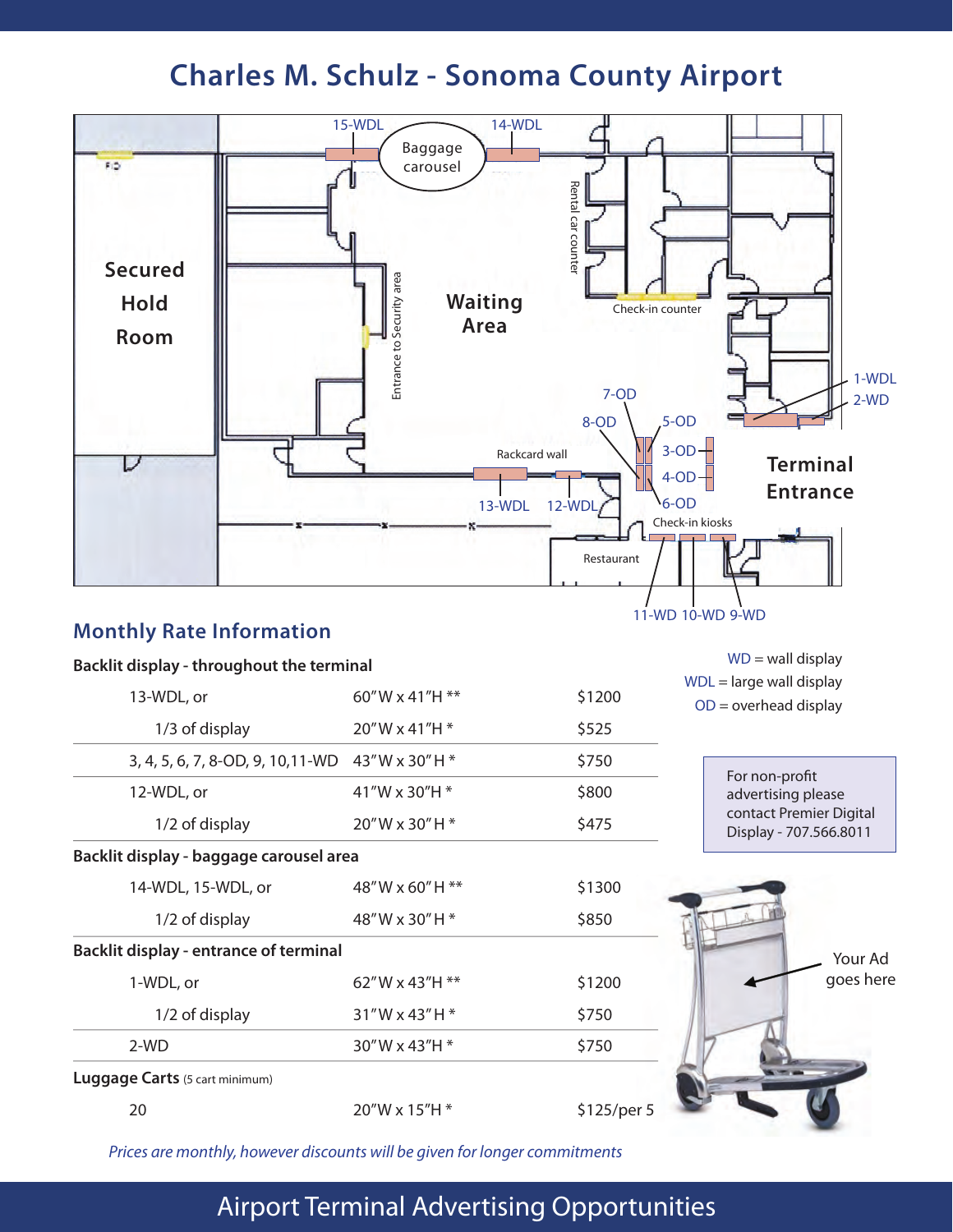# Charles M. Schulz - Sonoma County Airport

15-WDL
14-WDL
Baggage carousel
Rental car counter
Secured Hold Room
Entrance to Security area
Waiting Area
Check-in counter
1-WDL
2-WD
7-OD
8-OD
5-OD
3-OD
4-OD
6-OD
Rackcard wall
Terminal Entrance
13-WDL
12-WDL
Check-in kiosks
Restaurant
11-WD 10-WD 9-WD

## Monthly Rate Information

WD = wall display
WDL = large wall display
OD = overhead display

| | | |
|---|---|---|
| **Backlit display - throughout the terminal** | | |
| 13-WDL, or | 60"W x 41"H ** | $1200 |
| 1/3 of display | 20"W x 41"H * | $525 |
| 3, 4, 5, 6, 7, 8-OD, 9, 10,11-WD | 43"W x 30"H * | $750 |
| 12-WDL, or | 41"W x 30"H * | $800 |
| 1/2 of display | 20"W x 30"H * | $475 |
| **Backlit display - baggage carousel area** | | |
| 14-WDL, 15-WDL, or | 48"W x 60"H ** | $1300 |
| 1/2 of display | 48"W x 30"H * | $850 |
| **Backlit display - entrance of terminal** | | |
| 1-WDL, or | 62"W x 43"H ** | $1200 |
| 1/2 of display | 31"W x 43"H * | $750 |
| 2-WD | 30"W x 43"H * | $750 |
| **Luggage Carts** (5 cart minimum) | | |
| 20 | 20"W x 15"H * | $125/per 5 |

For non-profit advertising please contact Premier Digital Display - 707.566.8011

Your Ad goes here

*Prices are monthly, however discounts will be given for longer commitments*

Airport Terminal Advertising Opportunities